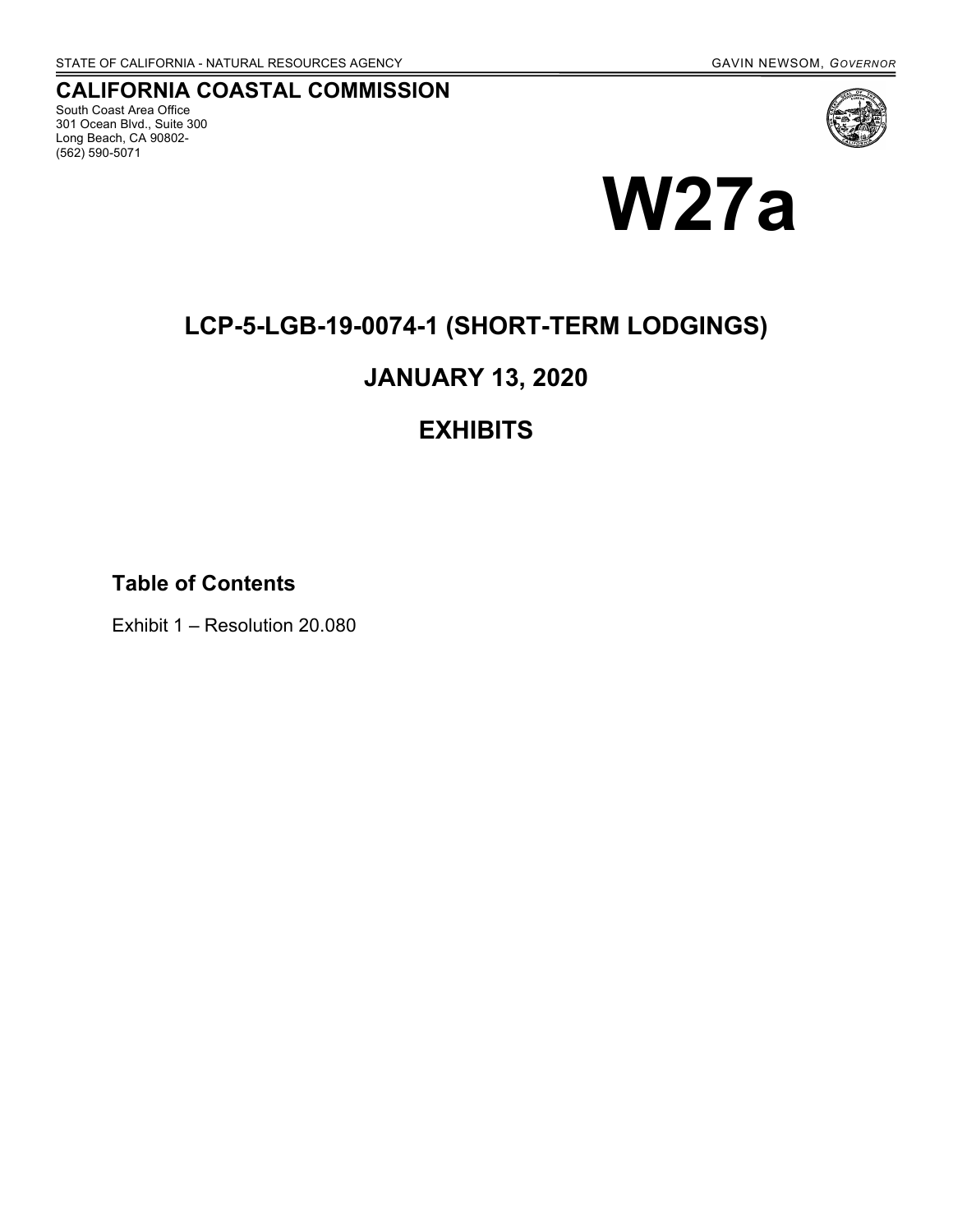STATE OF CALIFORNIA - NATURAL RESOURCES AGENCY GAVIN NEWSOM, *GOVERNOR*

## CALIFORNIA COASTAL COMMISSION

South Coast Area Office
301 Ocean Blvd., Suite 300
Long Beach, CA 90802-
(562) 590-5071

# W27a

## LCP-5-LGB-19-0074-1 (SHORT-TERM LODGINGS)

## JANUARY 13, 2020

## EXHIBITS

### Table of Contents

Exhibit 1 – Resolution 20.080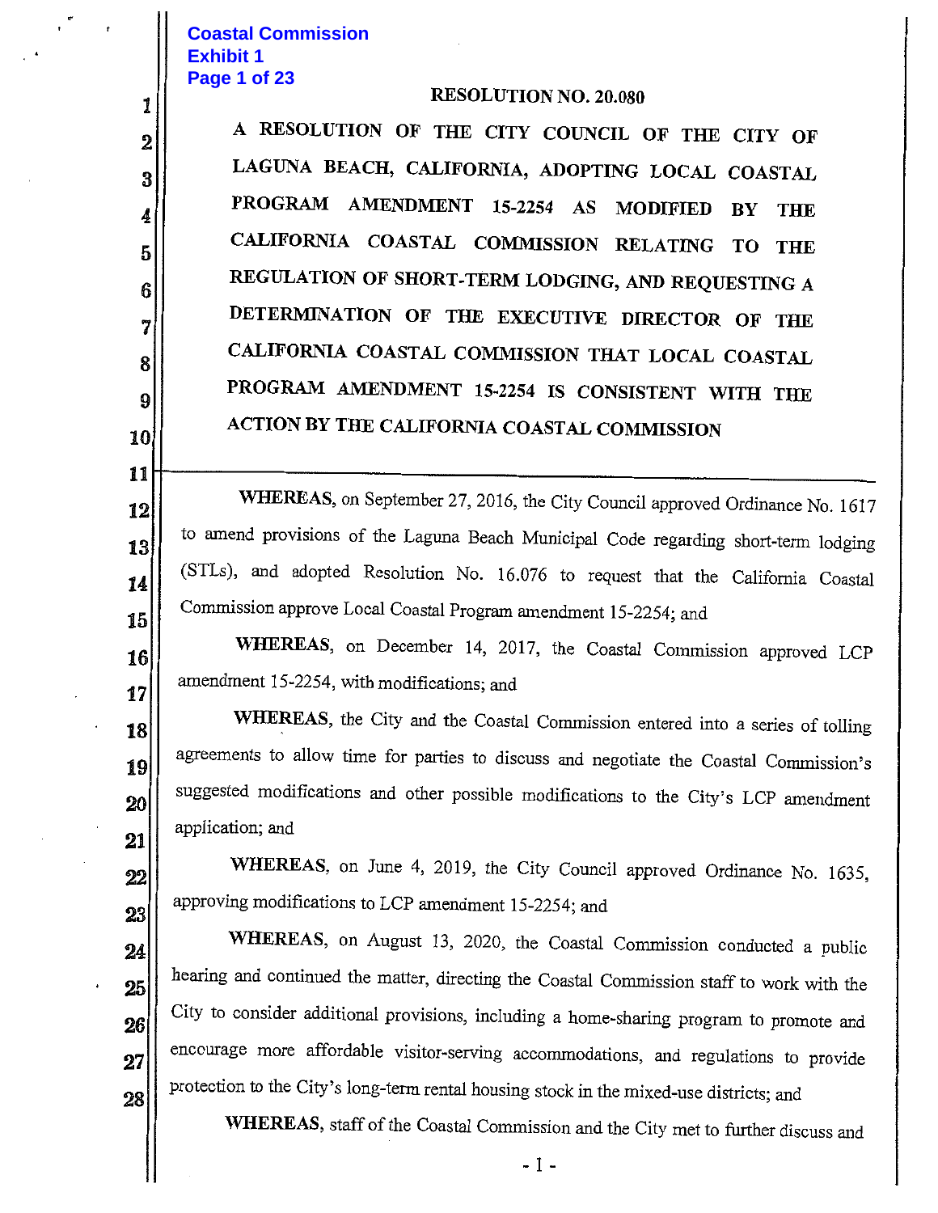Coastal Commission
Exhibit 1

**RESOLUTION NO. 20.080**

**A RESOLUTION OF THE CITY COUNCIL OF THE CITY OF LAGUNA BEACH, CALIFORNIA, ADOPTING LOCAL COASTAL PROGRAM AMENDMENT 15-2254 AS MODIFIED BY THE CALIFORNIA COASTAL COMMISSION RELATING TO THE REGULATION OF SHORT-TERM LODGING, AND REQUESTING A DETERMINATION OF THE EXECUTIVE DIRECTOR OF THE CALIFORNIA COASTAL COMMISSION THAT LOCAL COASTAL PROGRAM AMENDMENT 15-2254 IS CONSISTENT WITH THE ACTION BY THE CALIFORNIA COASTAL COMMISSION**

---

**WHEREAS**, on September 27, 2016, the City Council approved Ordinance No. 1617 to amend provisions of the Laguna Beach Municipal Code regarding short-term lodging (STLs), and adopted Resolution No. 16.076 to request that the California Coastal Commission approve Local Coastal Program amendment 15-2254; and

**WHEREAS**, on December 14, 2017, the Coastal Commission approved LCP amendment 15-2254, with modifications; and

**WHEREAS**, the City and the Coastal Commission entered into a series of tolling agreements to allow time for parties to discuss and negotiate the Coastal Commission's suggested modifications and other possible modifications to the City's LCP amendment application; and

**WHEREAS**, on June 4, 2019, the City Council approved Ordinance No. 1635, approving modifications to LCP amendment 15-2254; and

**WHEREAS**, on August 13, 2020, the Coastal Commission conducted a public hearing and continued the matter, directing the Coastal Commission staff to work with the City to consider additional provisions, including a home-sharing program to promote and encourage more affordable visitor-serving accommodations, and regulations to provide protection to the City's long-term rental housing stock in the mixed-use districts; and

**WHEREAS**, staff of the Coastal Commission and the City met to further discuss and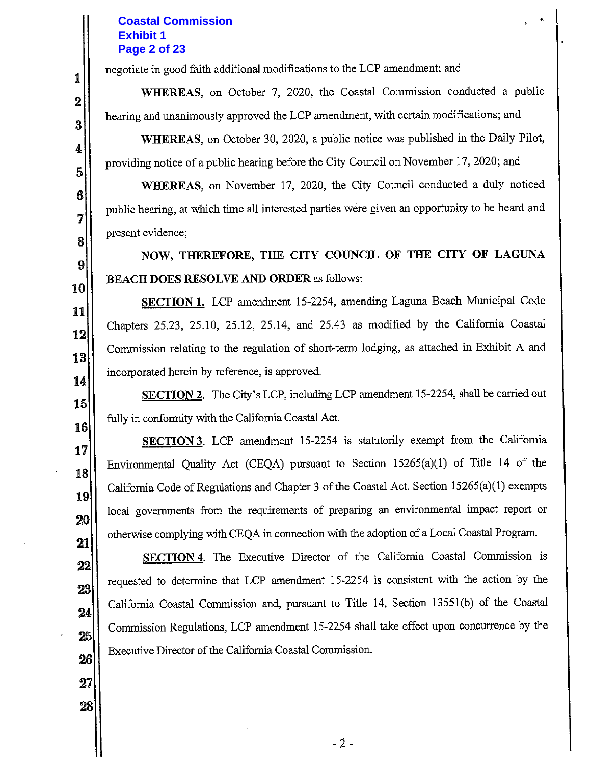negotiate in good faith additional modifications to the LCP amendment; and

**WHEREAS**, on October 7, 2020, the Coastal Commission conducted a public hearing and unanimously approved the LCP amendment, with certain modifications; and

**WHEREAS**, on October 30, 2020, a public notice was published in the Daily Pilot, providing notice of a public hearing before the City Council on November 17, 2020; and

**WHEREAS**, on November 17, 2020, the City Council conducted a duly noticed public hearing, at which time all interested parties were given an opportunity to be heard and present evidence;

**NOW, THEREFORE, THE CITY COUNCIL OF THE CITY OF LAGUNA BEACH DOES RESOLVE AND ORDER** as follows:

**SECTION 1.** LCP amendment 15-2254, amending Laguna Beach Municipal Code Chapters 25.23, 25.10, 25.12, 25.14, and 25.43 as modified by the California Coastal Commission relating to the regulation of short-term lodging, as attached in Exhibit A and incorporated herein by reference, is approved.

**SECTION 2**. The City's LCP, including LCP amendment 15-2254, shall be carried out fully in conformity with the California Coastal Act.

**SECTION 3**. LCP amendment 15-2254 is statutorily exempt from the California Environmental Quality Act (CEQA) pursuant to Section 15265(a)(1) of Title 14 of the California Code of Regulations and Chapter 3 of the Coastal Act. Section 15265(a)(1) exempts local governments from the requirements of preparing an environmental impact report or otherwise complying with CEQA in connection with the adoption of a Local Coastal Program.

**SECTION 4**. The Executive Director of the California Coastal Commission is requested to determine that LCP amendment 15-2254 is consistent with the action by the California Coastal Commission and, pursuant to Title 14, Section 13551(b) of the Coastal Commission Regulations, LCP amendment 15-2254 shall take effect upon concurrence by the Executive Director of the California Coastal Commission.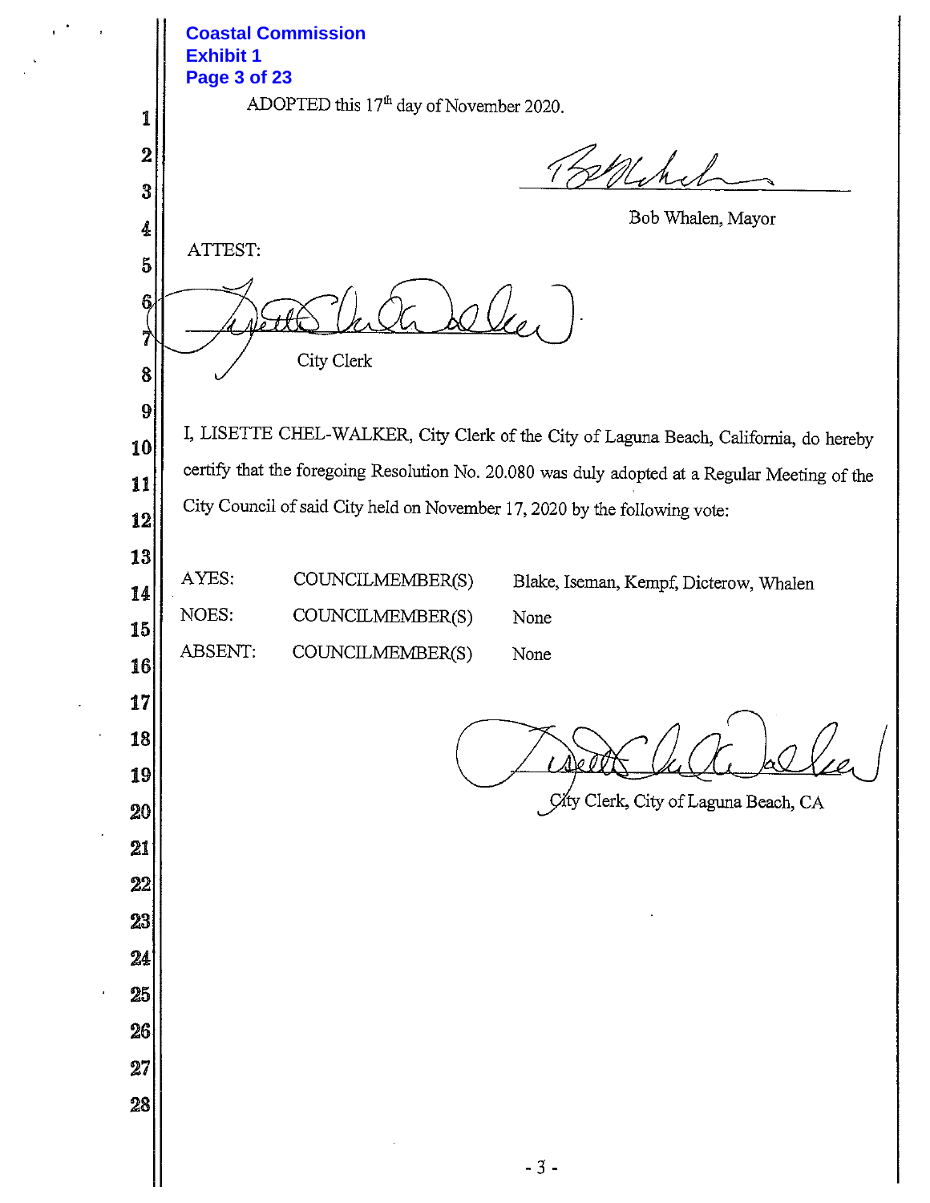Coastal Commission
Exhibit 1
Page 3 of 23

ADOPTED this 17th day of November 2020.

Bob Whalen, Mayor

ATTEST:

City Clerk

I, LISETTE CHEL-WALKER, City Clerk of the City of Laguna Beach, California, do hereby certify that the foregoing Resolution No. 20.080 was duly adopted at a Regular Meeting of the City Council of said City held on November 17, 2020 by the following vote:

| | | |
|---|---|---|
| AYES: | COUNCILMEMBER(S) | Blake, Iseman, Kempf, Dicterow, Whalen |
| NOES: | COUNCILMEMBER(S) | None |
| ABSENT: | COUNCILMEMBER(S) | None |

City Clerk, City of Laguna Beach, CA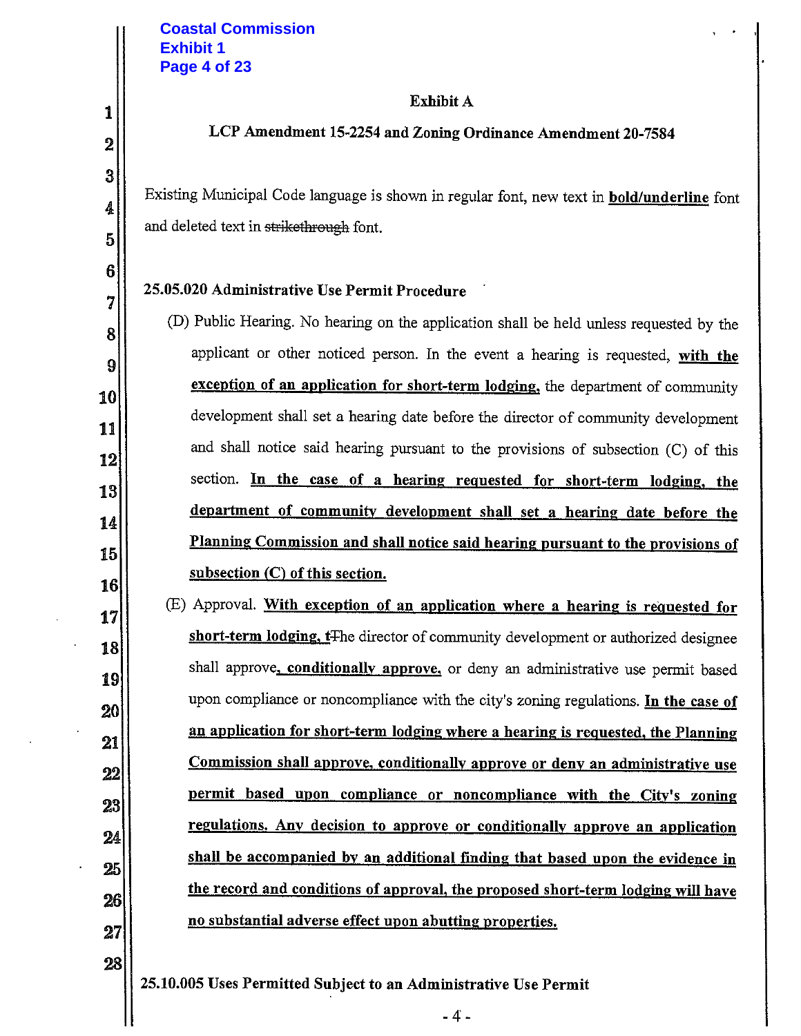Exhibit A

LCP Amendment 15-2254 and Zoning Ordinance Amendment 20-7584

Existing Municipal Code language is shown in regular font, new text in **<u>bold/underline</u>** font and deleted text in ~~strikethrough~~ font.

**25.05.020 Administrative Use Permit Procedure**

(D) Public Hearing. No hearing on the application shall be held unless requested by the applicant or other noticed person. In the event a hearing is requested, **<u>with the exception of an application for short-term lodging,</u>** the department of community development shall set a hearing date before the director of community development and shall notice said hearing pursuant to the provisions of subsection (C) of this section. **<u>In the case of a hearing requested for short-term lodging, the department of community development shall set a hearing date before the Planning Commission and shall notice said hearing pursuant to the provisions of subsection (C) of this section.</u>**

(E) Approval. **<u>With exception of an application where a hearing is requested for short-term lodging, t</u>**~~T~~he director of community development or authorized designee shall approve**<u>, conditionally approve,</u>** or deny an administrative use permit based upon compliance or noncompliance with the city's zoning regulations. **<u>In the case of an application for short-term lodging where a hearing is requested, the Planning Commission shall approve, conditionally approve or deny an administrative use permit based upon compliance or noncompliance with the City's zoning regulations. Any decision to approve or conditionally approve an application shall be accompanied by an additional finding that based upon the evidence in the record and conditions of approval, the proposed short-term lodging will have no substantial adverse effect upon abutting properties.</u>**

**25.10.005 Uses Permitted Subject to an Administrative Use Permit**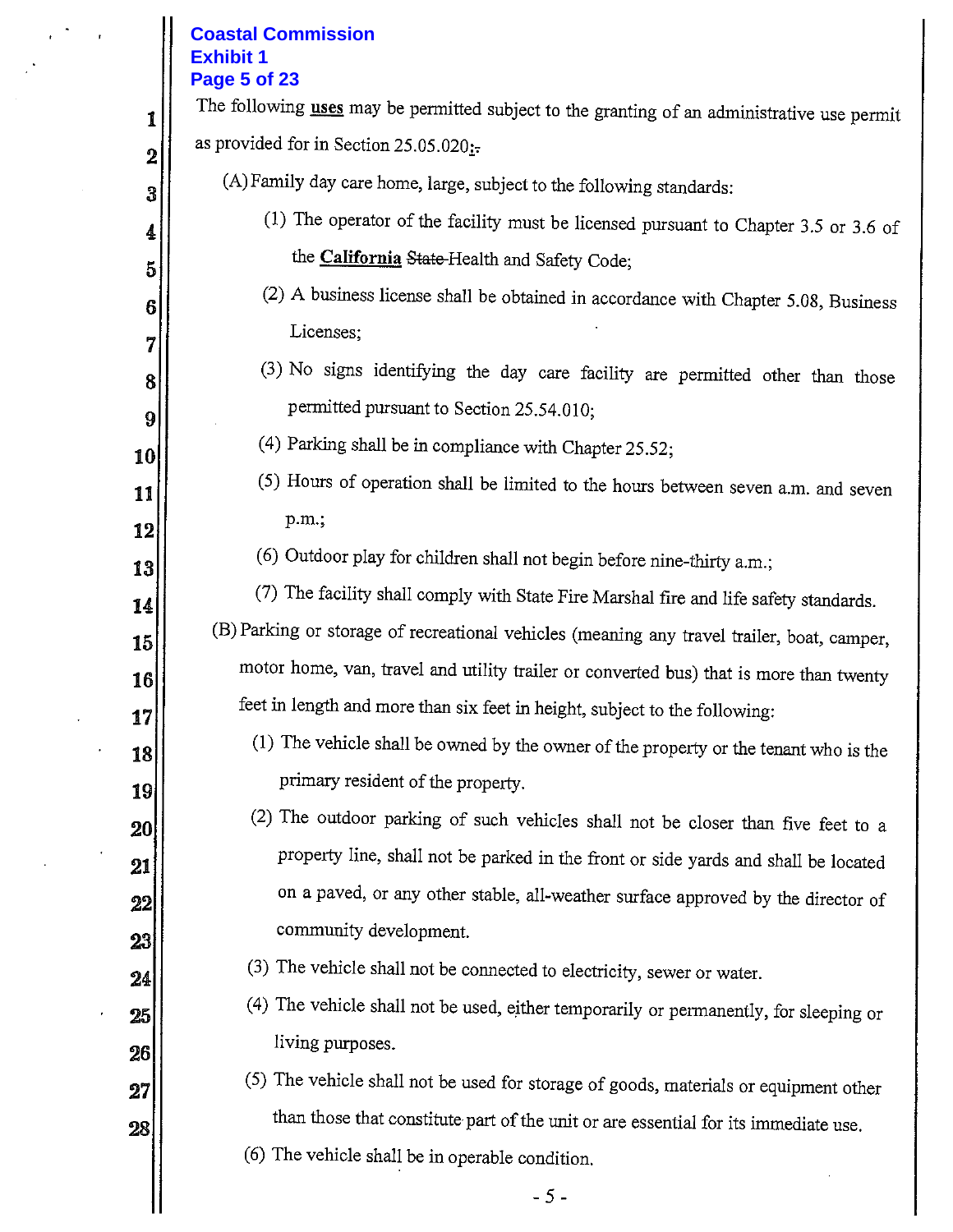Coastal Commission
Exhibit 1
Page 5 of 23

The following **uses** may be permitted subject to the granting of an administrative use permit as provided for in Section 25.05.020:~~.~~

(A) Family day care home, large, subject to the following standards:

(1) The operator of the facility must be licensed pursuant to Chapter 3.5 or 3.6 of the **California** ~~State~~ Health and Safety Code;

(2) A business license shall be obtained in accordance with Chapter 5.08, Business Licenses;

(3) No signs identifying the day care facility are permitted other than those permitted pursuant to Section 25.54.010;

(4) Parking shall be in compliance with Chapter 25.52;

(5) Hours of operation shall be limited to the hours between seven a.m. and seven p.m.;

(6) Outdoor play for children shall not begin before nine-thirty a.m.;

(7) The facility shall comply with State Fire Marshal fire and life safety standards.

(B) Parking or storage of recreational vehicles (meaning any travel trailer, boat, camper, motor home, van, travel and utility trailer or converted bus) that is more than twenty feet in length and more than six feet in height, subject to the following:

(1) The vehicle shall be owned by the owner of the property or the tenant who is the primary resident of the property.

(2) The outdoor parking of such vehicles shall not be closer than five feet to a property line, shall not be parked in the front or side yards and shall be located on a paved, or any other stable, all-weather surface approved by the director of community development.

(3) The vehicle shall not be connected to electricity, sewer or water.

(4) The vehicle shall not be used, either temporarily or permanently, for sleeping or living purposes.

(5) The vehicle shall not be used for storage of goods, materials or equipment other than those that constitute part of the unit or are essential for its immediate use.

(6) The vehicle shall be in operable condition.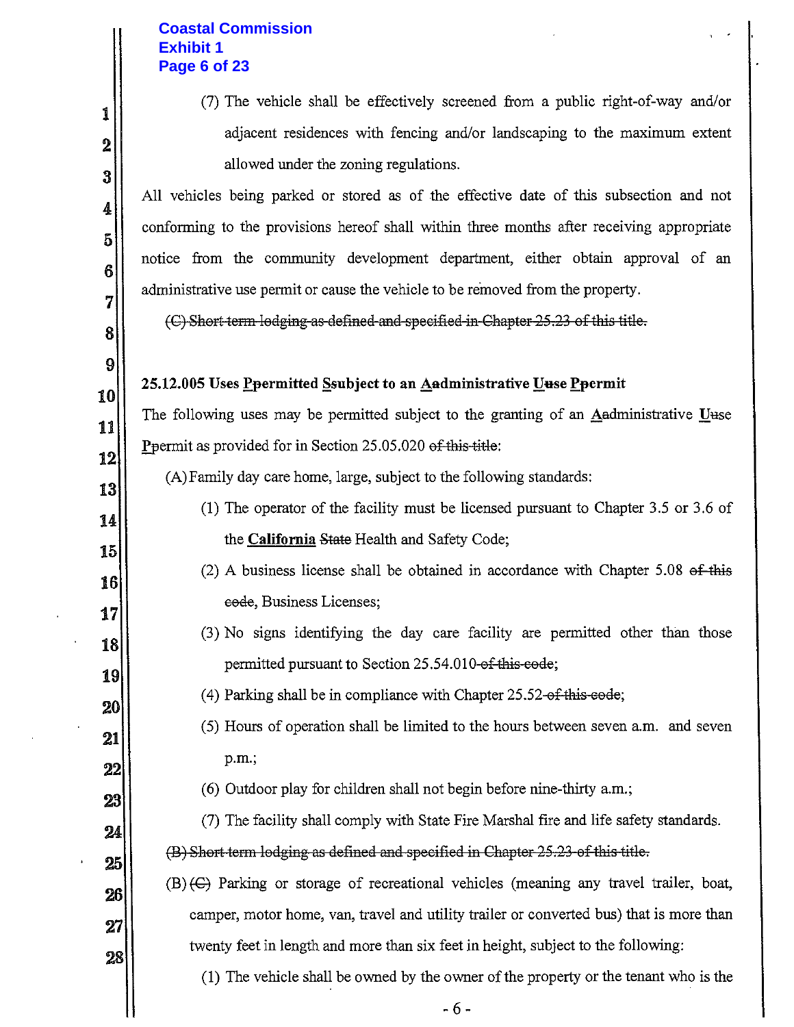(7) The vehicle shall be effectively screened from a public right-of-way and/or adjacent residences with fencing and/or landscaping to the maximum extent allowed under the zoning regulations.

All vehicles being parked or stored as of the effective date of this subsection and not conforming to the provisions hereof shall within three months after receiving appropriate notice from the community development department, either obtain approval of an administrative use permit or cause the vehicle to be removed from the property.

~~(C) Short-term lodging as defined and specified in Chapter 25.23 of this title.~~

**25.12.005 Uses Ppermitted Ssubject to an Aadministrative Uuse Ppermit**

The following uses may be permitted subject to the granting of an Aadministrative Uuse Ppermit as provided for in Section 25.05.020 ~~of this title~~:

(A) Family day care home, large, subject to the following standards:

(1) The operator of the facility must be licensed pursuant to Chapter 3.5 or 3.6 of the **California** ~~State~~ Health and Safety Code;

(2) A business license shall be obtained in accordance with Chapter 5.08 ~~of this code~~, Business Licenses;

(3) No signs identifying the day care facility are permitted other than those permitted pursuant to Section 25.54.010 ~~of this code~~;

(4) Parking shall be in compliance with Chapter 25.52 ~~of this code~~;

(5) Hours of operation shall be limited to the hours between seven a.m. and seven p.m.;

(6) Outdoor play for children shall not begin before nine-thirty a.m.;

(7) The facility shall comply with State Fire Marshal fire and life safety standards.

~~(B) Short-term lodging as defined and specified in Chapter 25.23 of this title.~~

(B) ~~(C)~~ Parking or storage of recreational vehicles (meaning any travel trailer, boat, camper, motor home, van, travel and utility trailer or converted bus) that is more than twenty feet in length and more than six feet in height, subject to the following:

(1) The vehicle shall be owned by the owner of the property or the tenant who is the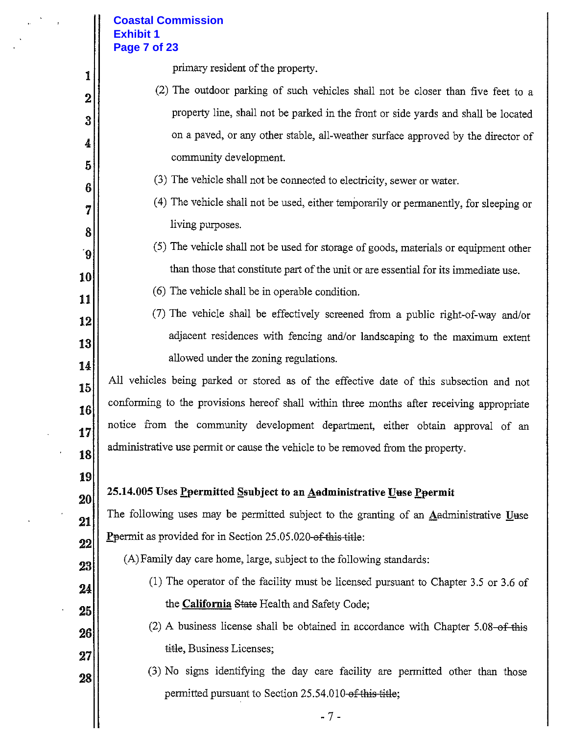primary resident of the property.

(2) The outdoor parking of such vehicles shall not be closer than five feet to a property line, shall not be parked in the front or side yards and shall be located on a paved, or any other stable, all-weather surface approved by the director of community development.

(3) The vehicle shall not be connected to electricity, sewer or water.

(4) The vehicle shall not be used, either temporarily or permanently, for sleeping or living purposes.

(5) The vehicle shall not be used for storage of goods, materials or equipment other than those that constitute part of the unit or are essential for its immediate use.

(6) The vehicle shall be in operable condition.

(7) The vehicle shall be effectively screened from a public right-of-way and/or adjacent residences with fencing and/or landscaping to the maximum extent allowed under the zoning regulations.

All vehicles being parked or stored as of the effective date of this subsection and not conforming to the provisions hereof shall within three months after receiving appropriate notice from the community development department, either obtain approval of an administrative use permit or cause the vehicle to be removed from the property.

**25.14.005 Uses Ppermitted Ssubject to an Aadministrative Uuse Ppermit**

The following uses may be permitted subject to the granting of an Aadministrative Uuse Ppermit as provided for in Section 25.05.020 ~~of this title~~:

(A) Family day care home, large, subject to the following standards:

(1) The operator of the facility must be licensed pursuant to Chapter 3.5 or 3.6 of the **California** ~~State~~ Health and Safety Code;

(2) A business license shall be obtained in accordance with Chapter 5.08 ~~of this title~~, Business Licenses;

(3) No signs identifying the day care facility are permitted other than those permitted pursuant to Section 25.54.010 ~~of this title~~;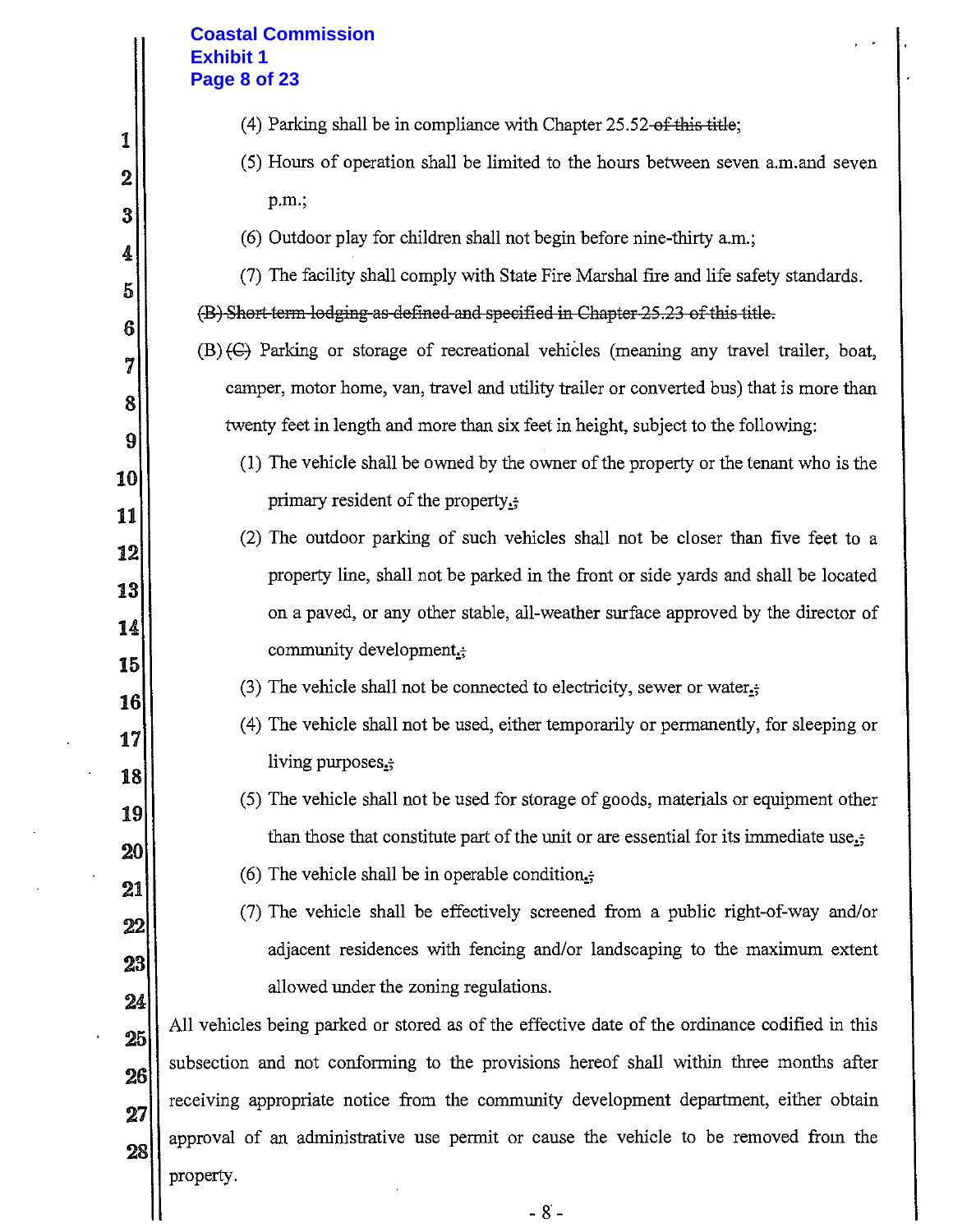(4) Parking shall be in compliance with Chapter 25.52~~ of this title~~;

(5) Hours of operation shall be limited to the hours between seven a.m.and seven p.m.;

(6) Outdoor play for children shall not begin before nine-thirty a.m.;

(7) The facility shall comply with State Fire Marshal fire and life safety standards.

~~(B) Short-term lodging as defined and specified in Chapter 25.23 of this title.~~

(B) ~~(C)~~ Parking or storage of recreational vehicles (meaning any travel trailer, boat, camper, motor home, van, travel and utility trailer or converted bus) that is more than twenty feet in length and more than six feet in height, subject to the following:

(1) The vehicle shall be owned by the owner of the property or the tenant who is the primary resident of the property.~~;~~

(2) The outdoor parking of such vehicles shall not be closer than five feet to a property line, shall not be parked in the front or side yards and shall be located on a paved, or any other stable, all-weather surface approved by the director of community development.~~;~~

(3) The vehicle shall not be connected to electricity, sewer or water.~~;~~

(4) The vehicle shall not be used, either temporarily or permanently, for sleeping or living purposes.~~;~~

(5) The vehicle shall not be used for storage of goods, materials or equipment other than those that constitute part of the unit or are essential for its immediate use.~~;~~

(6) The vehicle shall be in operable condition.~~;~~

(7) The vehicle shall be effectively screened from a public right-of-way and/or adjacent residences with fencing and/or landscaping to the maximum extent allowed under the zoning regulations.

All vehicles being parked or stored as of the effective date of the ordinance codified in this subsection and not conforming to the provisions hereof shall within three months after receiving appropriate notice from the community development department, either obtain approval of an administrative use permit or cause the vehicle to be removed from the property.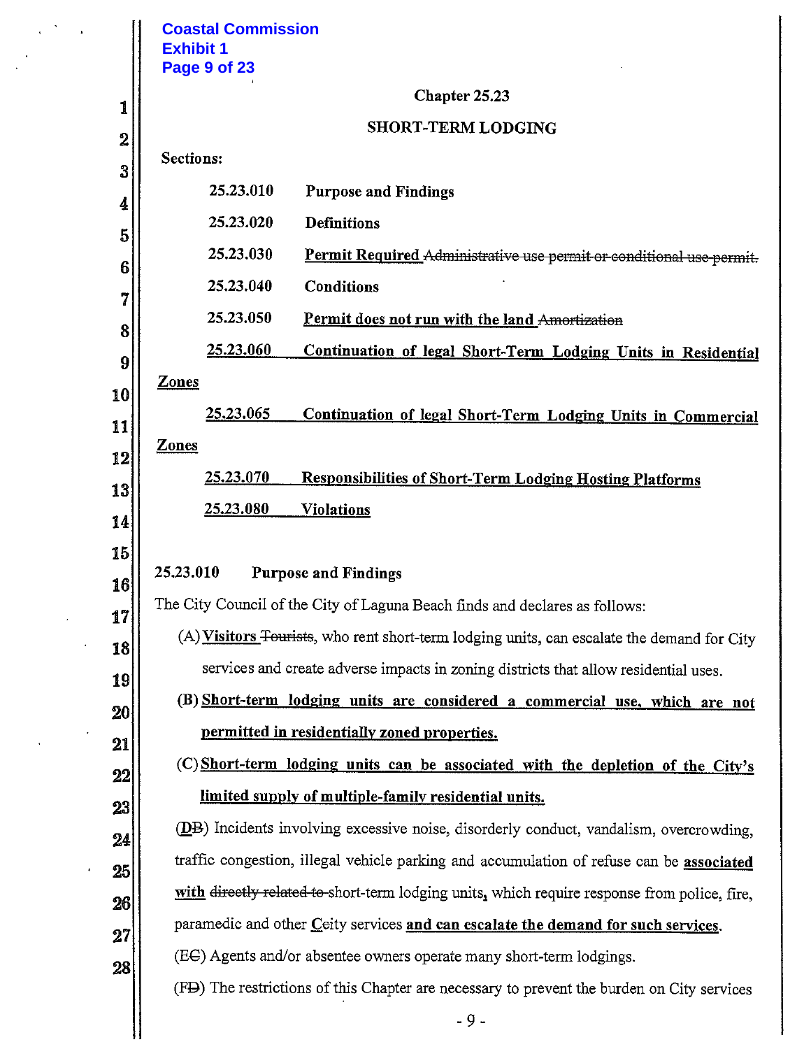## Chapter 25.23

## SHORT-TERM LODGING

Sections:

| | |
|---|---|
| 25.23.010 | Purpose and Findings |
| 25.23.020 | Definitions |
| 25.23.030 | **Permit Required** ~~Administrative use permit or conditional use permit.~~ |
| 25.23.040 | Conditions |
| 25.23.050 | **Permit does not run with the land** ~~Amortization~~ |
| **25.23.060** | **Continuation of legal Short-Term Lodging Units in Residential Zones** |
| **25.23.065** | **Continuation of legal Short-Term Lodging Units in Commercial Zones** |
| **25.23.070** | **Responsibilities of Short-Term Lodging Hosting Platforms** |
| **25.23.080** | **Violations** |

### 25.23.010 Purpose and Findings

The City Council of the City of Laguna Beach finds and declares as follows:

(A) **Visitors** ~~Tourists~~, who rent short-term lodging units, can escalate the demand for City services and create adverse impacts in zoning districts that allow residential uses.

(B) **Short-term lodging units are considered a commercial use, which are not permitted in residentially zoned properties.**

(C) **Short-term lodging units can be associated with the depletion of the City's limited supply of multiple-family residential units.**

(**D**~~B~~) Incidents involving excessive noise, disorderly conduct, vandalism, overcrowding, traffic congestion, illegal vehicle parking and accumulation of refuse can be **associated with** ~~directly related to~~ short-term lodging units**,** which require response from police, fire, paramedic and other **C**~~c~~ity services **and can escalate the demand for such services**.

(**E**~~C~~) Agents and/or absentee owners operate many short-term lodgings.

(**F**~~D~~) The restrictions of this Chapter are necessary to prevent the burden on City services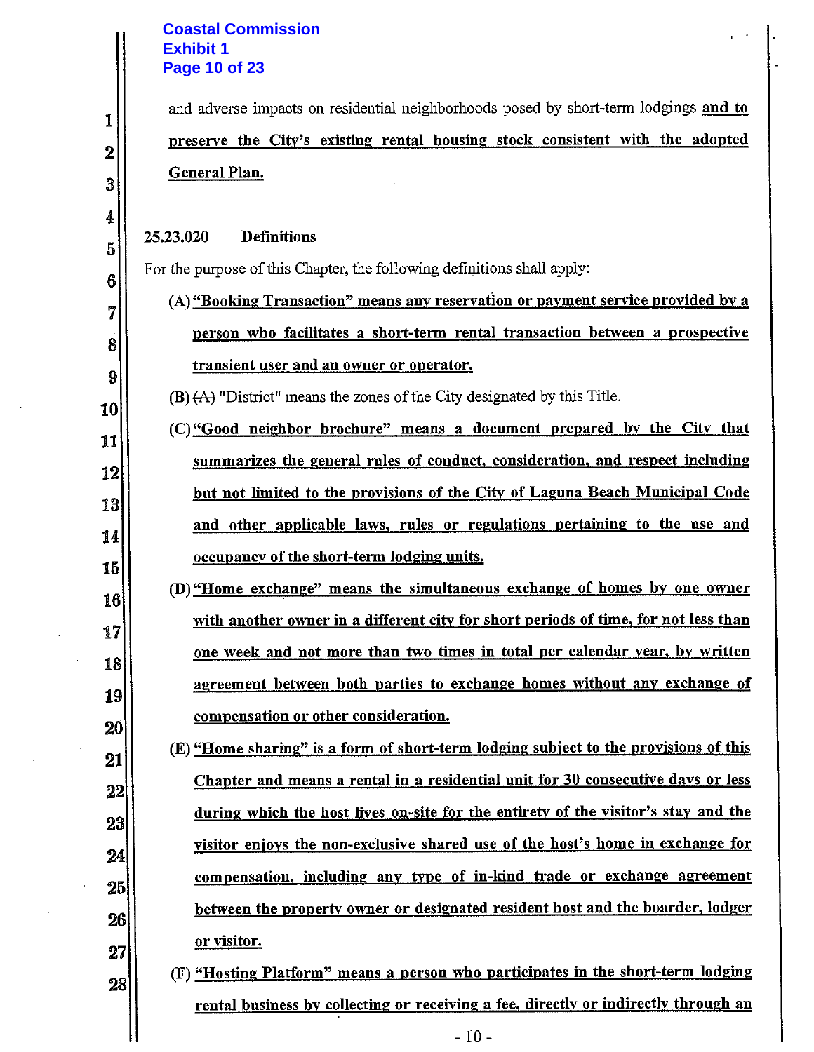and adverse impacts on residential neighborhoods posed by short-term lodgings <u>and to preserve the City's existing rental housing stock consistent with the adopted General Plan.</u>

**25.23.020 Definitions**

For the purpose of this Chapter, the following definitions shall apply:

(A) **<u>"Booking Transaction" means any reservation or payment service provided by a person who facilitates a short-term rental transaction between a prospective transient user and an owner or operator.</u>**

(B) ~~(A)~~ "District" means the zones of the City designated by this Title.

(C) **<u>"Good neighbor brochure" means a document prepared by the City that summarizes the general rules of conduct, consideration, and respect including but not limited to the provisions of the City of Laguna Beach Municipal Code and other applicable laws, rules or regulations pertaining to the use and occupancy of the short-term lodging units.</u>**

(D) **<u>"Home exchange" means the simultaneous exchange of homes by one owner with another owner in a different city for short periods of time, for not less than one week and not more than two times in total per calendar year, by written agreement between both parties to exchange homes without any exchange of compensation or other consideration.</u>**

(E) **<u>"Home sharing" is a form of short-term lodging subject to the provisions of this Chapter and means a rental in a residential unit for 30 consecutive days or less during which the host lives on-site for the entirety of the visitor's stay and the visitor enjoys the non-exclusive shared use of the host's home in exchange for compensation, including any type of in-kind trade or exchange agreement between the property owner or designated resident host and the boarder, lodger or visitor.</u>**

(F) **<u>"Hosting Platform" means a person who participates in the short-term lodging rental business by collecting or receiving a fee, directly or indirectly through an</u>**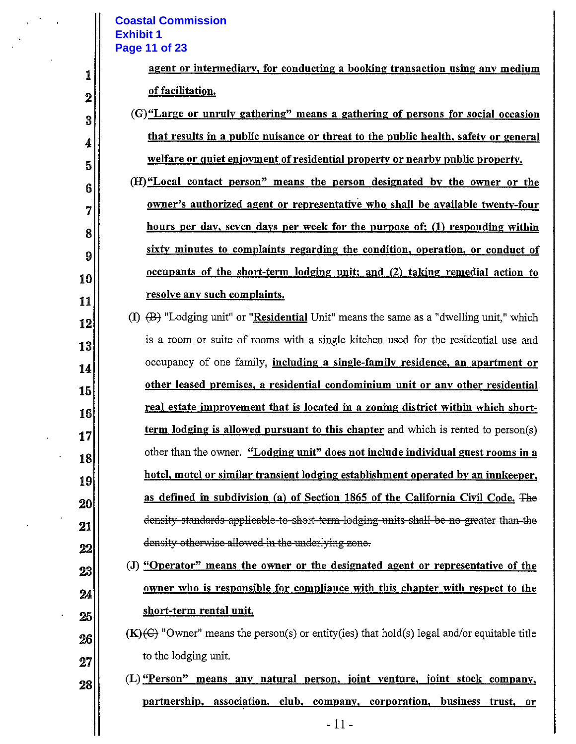agent or intermediary, for conducting a booking transaction using any medium of facilitation.

(G) "Large or unruly gathering" means a gathering of persons for social occasion that results in a public nuisance or threat to the public health, safety or general welfare or quiet enjoyment of residential property or nearby public property.

(H) "Local contact person" means the person designated by the owner or the owner's authorized agent or representative who shall be available twenty-four hours per day, seven days per week for the purpose of: (1) responding within sixty minutes to complaints regarding the condition, operation, or conduct of occupants of the short-term lodging unit; and (2) taking remedial action to resolve any such complaints.

(I) ~~(B)~~ "Lodging unit" or "Residential Unit" means the same as a "dwelling unit," which is a room or suite of rooms with a single kitchen used for the residential use and occupancy of one family, including a single-family residence, an apartment or other leased premises, a residential condominium unit or any other residential real estate improvement that is located in a zoning district within which short-term lodging is allowed pursuant to this chapter and which is rented to person(s) other than the owner. "Lodging unit" does not include individual guest rooms in a hotel, motel or similar transient lodging establishment operated by an innkeeper, as defined in subdivision (a) of Section 1865 of the California Civil Code. ~~The density standards applicable to short-term lodging units shall be no greater than the density otherwise allowed in the underlying zone.~~

(J) "Operator" means the owner or the designated agent or representative of the owner who is responsible for compliance with this chapter with respect to the short-term rental unit.

(K) ~~(C)~~ "Owner" means the person(s) or entity(ies) that hold(s) legal and/or equitable title to the lodging unit.

(L) "Person" means any natural person, joint venture, joint stock company, partnership, association, club, company, corporation, business trust, or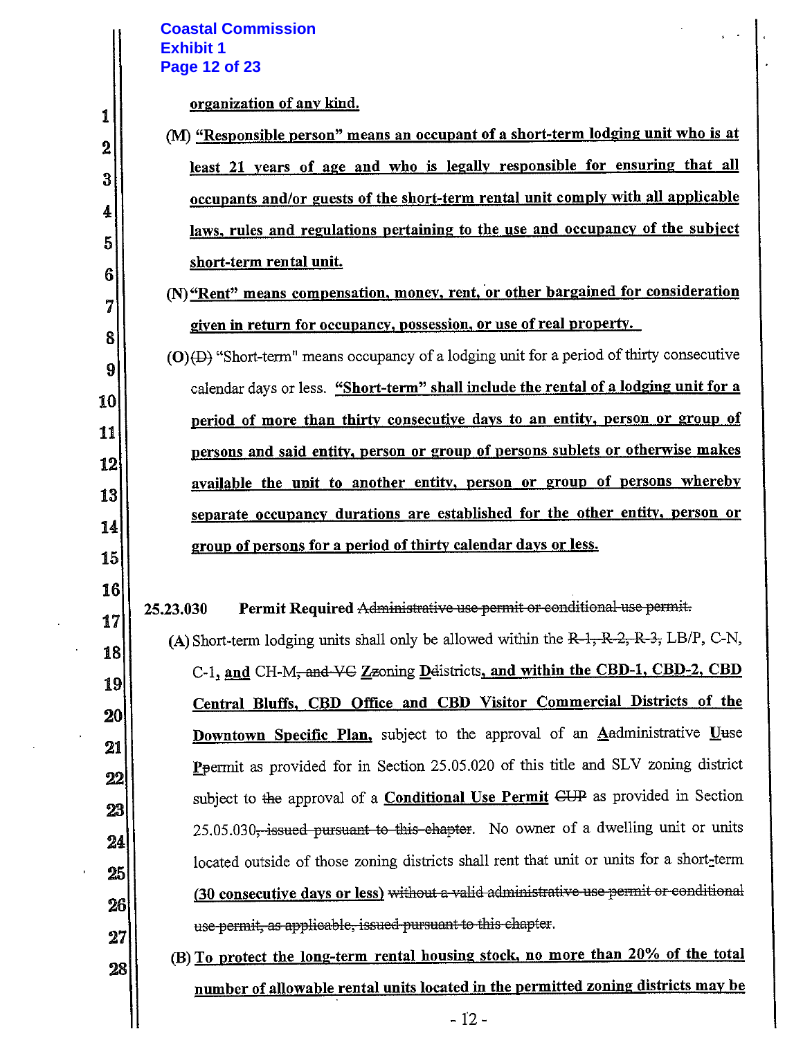organization of any kind.

(M) "Responsible person" means an occupant of a short-term lodging unit who is at least 21 years of age and who is legally responsible for ensuring that all occupants and/or guests of the short-term rental unit comply with all applicable laws, rules and regulations pertaining to the use and occupancy of the subject short-term rental unit.

(N) "Rent" means compensation, money, rent, or other bargained for consideration given in return for occupancy, possession, or use of real property.

(O) ~~(D)~~ "Short-term" means occupancy of a lodging unit for a period of thirty consecutive calendar days or less. **"Short-term" shall include the rental of a lodging unit for a period of more than thirty consecutive days to an entity, person or group of persons and said entity, person or group of persons sublets or otherwise makes available the unit to another entity, person or group of persons whereby separate occupancy durations are established for the other entity, person or group of persons for a period of thirty calendar days or less.**

**25.23.030 Permit Required** ~~Administrative use permit or conditional use permit.~~

(A) Short-term lodging units shall only be allowed within the ~~R-1, R-2, R-3,~~ LB/P, C-N, C-1, **and** CH-M~~, and VC~~ Zoning Districts, **and within the CBD-1, CBD-2, CBD Central Bluffs, CBD Office and CBD Visitor Commercial Districts of the Downtown Specific Plan,** subject to the approval of an Administrative Use Permit as provided for in Section 25.05.020 of this title and SLV zoning district subject to ~~the~~ approval of a **Conditional Use Permit** ~~CUP~~ as provided in Section 25.05.030~~, issued pursuant to this chapter~~. No owner of a dwelling unit or units located outside of those zoning districts shall rent that unit or units for a short-term **(30 consecutive days or less)** ~~without a valid administrative use permit or conditional use permit, as applicable, issued pursuant to this chapter~~.

(B) To protect the long-term rental housing stock, no more than 20% of the total number of allowable rental units located in the permitted zoning districts may be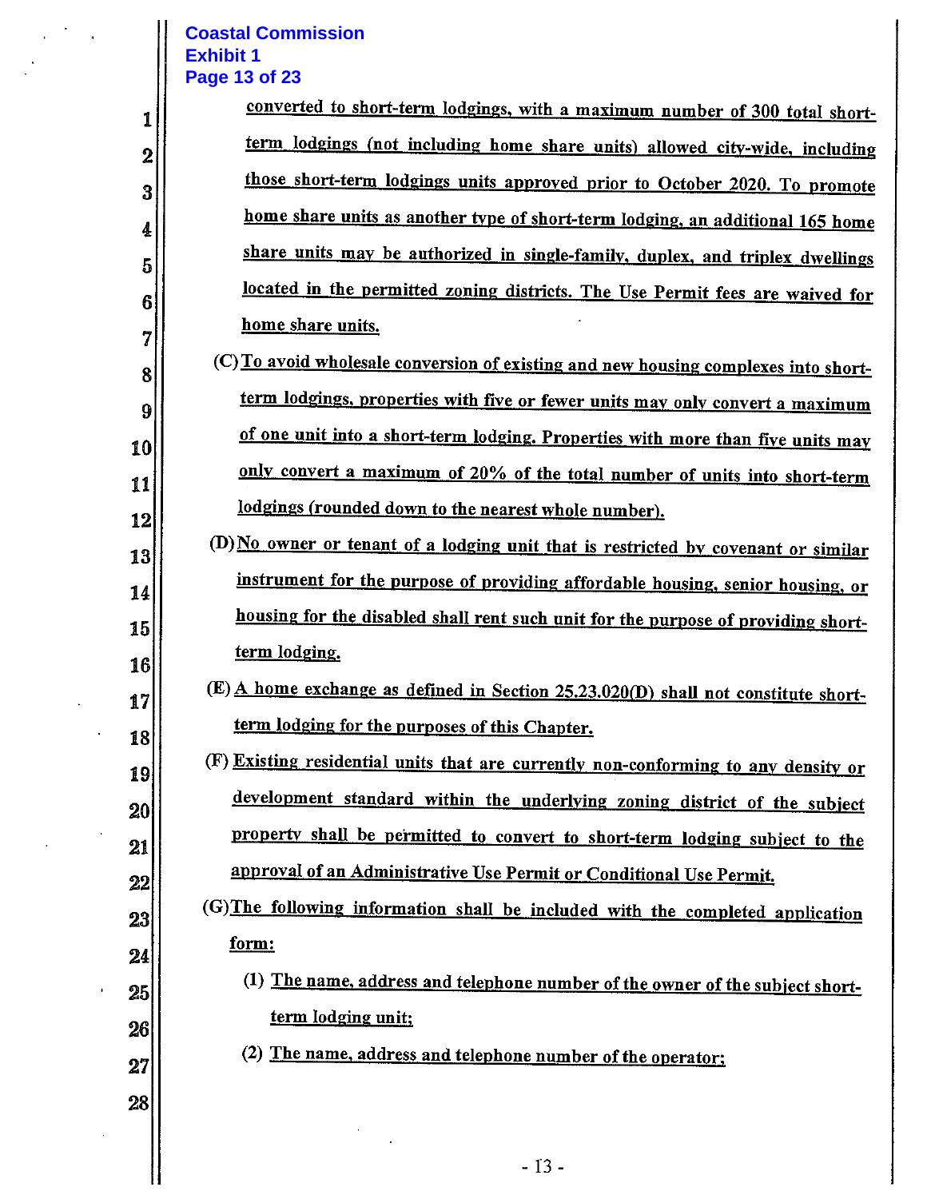converted to short-term lodgings, with a maximum number of 300 total short-term lodgings (not including home share units) allowed city-wide, including those short-term lodgings units approved prior to October 2020. To promote home share units as another type of short-term lodging, an additional 165 home share units may be authorized in single-family, duplex, and triplex dwellings located in the permitted zoning districts. The Use Permit fees are waived for home share units.

(C) To avoid wholesale conversion of existing and new housing complexes into short-term lodgings, properties with five or fewer units may only convert a maximum of one unit into a short-term lodging. Properties with more than five units may only convert a maximum of 20% of the total number of units into short-term lodgings (rounded down to the nearest whole number).

(D) No owner or tenant of a lodging unit that is restricted by covenant or similar instrument for the purpose of providing affordable housing, senior housing, or housing for the disabled shall rent such unit for the purpose of providing short-term lodging.

(E) A home exchange as defined in Section 25.23.020(D) shall not constitute short-term lodging for the purposes of this Chapter.

(F) Existing residential units that are currently non-conforming to any density or development standard within the underlying zoning district of the subject property shall be permitted to convert to short-term lodging subject to the approval of an Administrative Use Permit or Conditional Use Permit.

(G) The following information shall be included with the completed application form:

(1) The name, address and telephone number of the owner of the subject short-term lodging unit;

(2) The name, address and telephone number of the operator;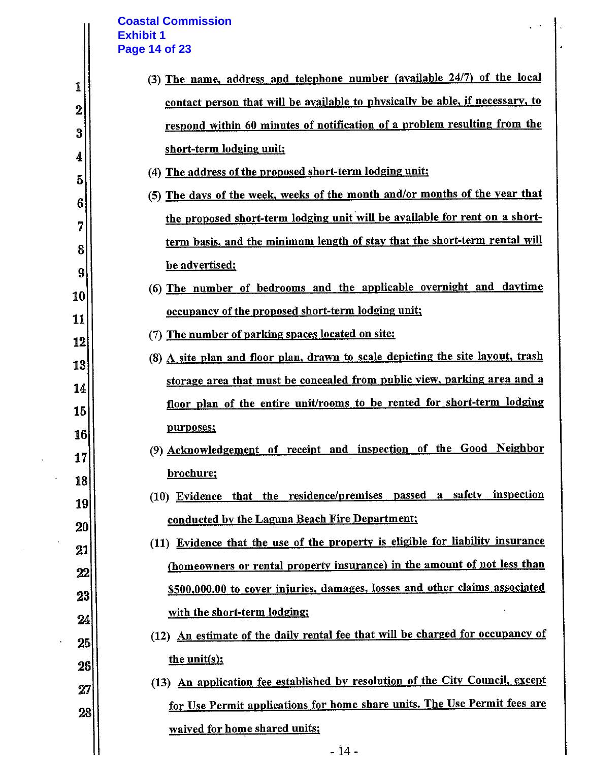(3) The name, address and telephone number (available 24/7) of the local contact person that will be available to physically be able, if necessary, to respond within 60 minutes of notification of a problem resulting from the short-term lodging unit;

(4) The address of the proposed short-term lodging unit;

(5) The days of the week, weeks of the month and/or months of the year that the proposed short-term lodging unit will be available for rent on a short-term basis, and the minimum length of stay that the short-term rental will be advertised;

(6) The number of bedrooms and the applicable overnight and daytime occupancy of the proposed short-term lodging unit;

(7) The number of parking spaces located on site;

(8) A site plan and floor plan, drawn to scale depicting the site layout, trash storage area that must be concealed from public view, parking area and a floor plan of the entire unit/rooms to be rented for short-term lodging purposes;

(9) Acknowledgement of receipt and inspection of the Good Neighbor brochure;

(10) Evidence that the residence/premises passed a safety inspection conducted by the Laguna Beach Fire Department;

(11) Evidence that the use of the property is eligible for liability insurance (homeowners or rental property insurance) in the amount of not less than $500,000.00 to cover injuries, damages, losses and other claims associated with the short-term lodging;

(12) An estimate of the daily rental fee that will be charged for occupancy of the unit(s);

(13) An application fee established by resolution of the City Council, except for Use Permit applications for home share units. The Use Permit fees are waived for home shared units;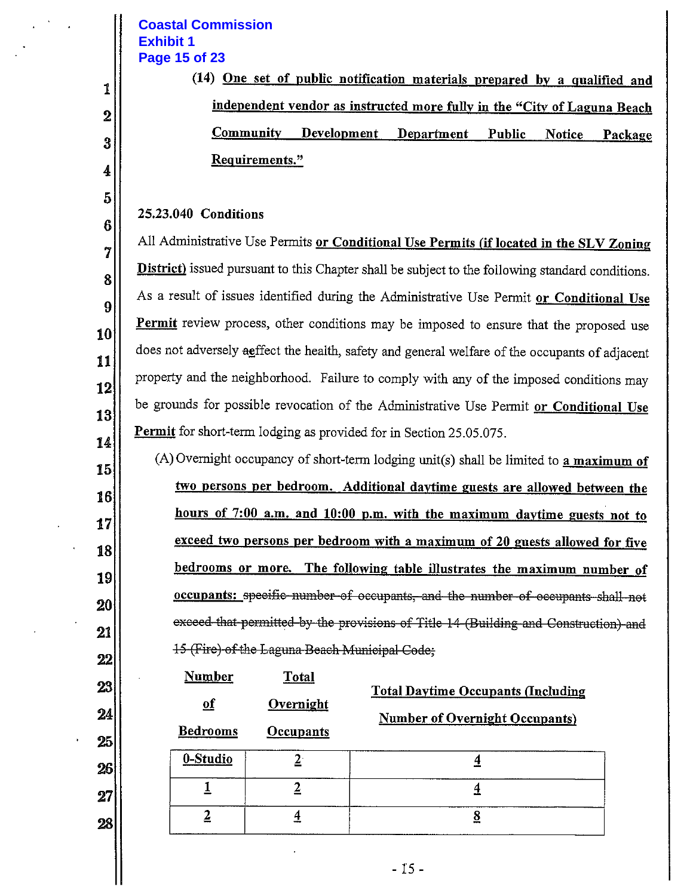(14) One set of public notification materials prepared by a qualified and independent vendor as instructed more fully in the "City of Laguna Beach Community Development Department Public Notice Package Requirements."

25.23.040 Conditions

All Administrative Use Permits or Conditional Use Permits (if located in the SLV Zoning District) issued pursuant to this Chapter shall be subject to the following standard conditions. As a result of issues identified during the Administrative Use Permit or Conditional Use Permit review process, other conditions may be imposed to ensure that the proposed use does not adversely aeffect the health, safety and general welfare of the occupants of adjacent property and the neighborhood. Failure to comply with any of the imposed conditions may be grounds for possible revocation of the Administrative Use Permit or Conditional Use Permit for short-term lodging as provided for in Section 25.05.075.

(A) Overnight occupancy of short-term lodging unit(s) shall be limited to a maximum of two persons per bedroom. Additional daytime guests are allowed between the hours of 7:00 a.m. and 10:00 p.m. with the maximum daytime guests not to exceed two persons per bedroom with a maximum of 20 guests allowed for five bedrooms or more. The following table illustrates the maximum number of occupants: ~~specific number of occupants, and the number of occupants shall not exceed that permitted by the provisions of Title 14 (Building and Construction) and 15 (Fire) of the Laguna Beach Municipal Code;~~

| Number of Bedrooms | Total Overnight Occupants | Total Daytime Occupants (Including Number of Overnight Occupants) |
|---|---|---|
| 0-Studio | 2 | 4 |
| 1 | 2 | 4 |
| 2 | 4 | 8 |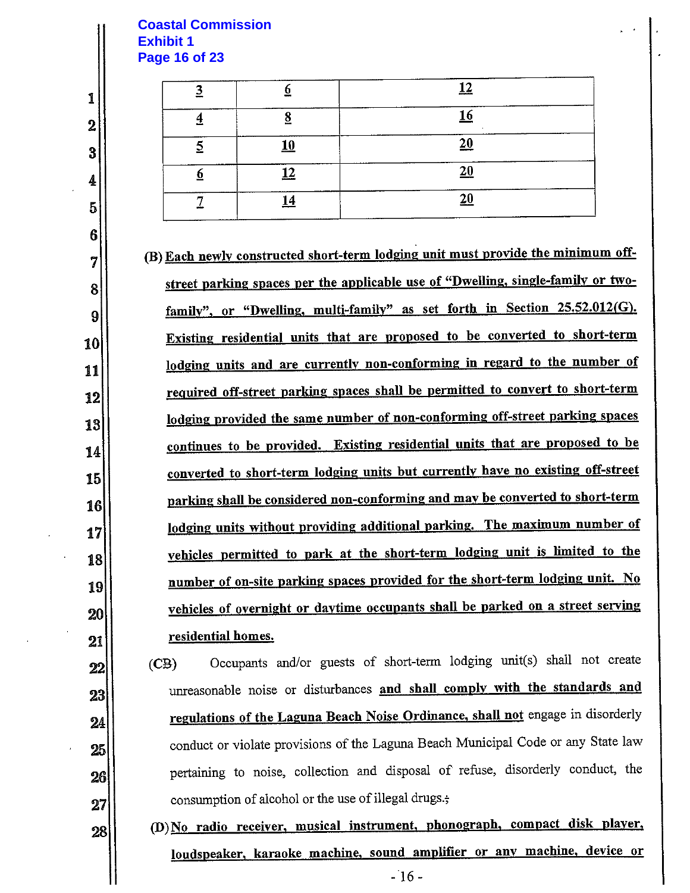| 3 | 6 | 12 |
|---|---|---|
| 4 | 8 | 16 |
| 5 | 10 | 20 |
| 6 | 12 | 20 |
| 7 | 14 | 20 |

(B) Each newly constructed short-term lodging unit must provide the minimum off-street parking spaces per the applicable use of "Dwelling, single-family or two-family", or "Dwelling, multi-family" as set forth in Section 25.52.012(G). Existing residential units that are proposed to be converted to short-term lodging units and are currently non-conforming in regard to the number of required off-street parking spaces shall be permitted to convert to short-term lodging provided the same number of non-conforming off-street parking spaces continues to be provided. Existing residential units that are proposed to be converted to short-term lodging units but currently have no existing off-street parking shall be considered non-conforming and may be converted to short-term lodging units without providing additional parking. The maximum number of vehicles permitted to park at the short-term lodging unit is limited to the number of on-site parking spaces provided for the short-term lodging unit. No vehicles of overnight or daytime occupants shall be parked on a street serving residential homes.

(CB) Occupants and/or guests of short-term lodging unit(s) shall not create unreasonable noise or disturbances and shall comply with the standards and regulations of the Laguna Beach Noise Ordinance, shall not engage in disorderly conduct or violate provisions of the Laguna Beach Municipal Code or any State law pertaining to noise, collection and disposal of refuse, disorderly conduct, the consumption of alcohol or the use of illegal drugs.;

(D) No radio receiver, musical instrument, phonograph, compact disk player, loudspeaker, karaoke machine, sound amplifier or any machine, device or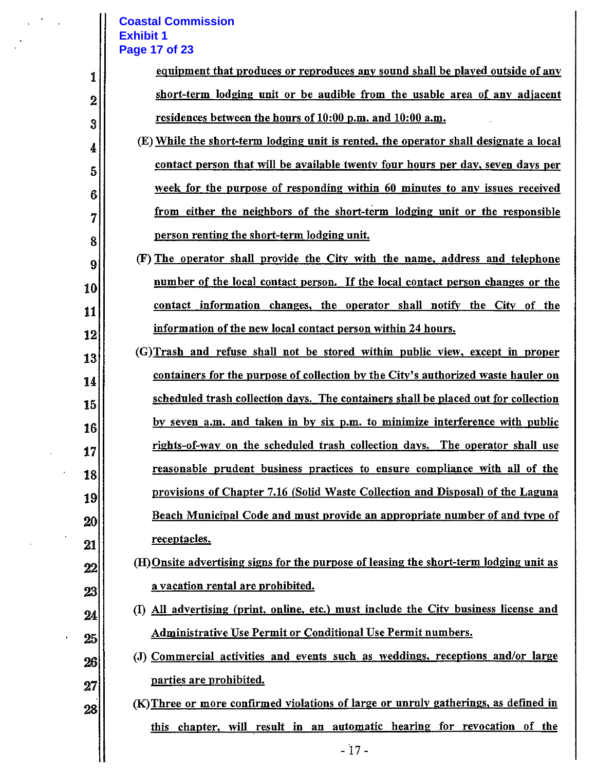equipment that produces or reproduces any sound shall be played outside of any short-term lodging unit or be audible from the usable area of any adjacent residences between the hours of 10:00 p.m. and 10:00 a.m.

(E) While the short-term lodging unit is rented, the operator shall designate a local contact person that will be available twenty four hours per day, seven days per week for the purpose of responding within 60 minutes to any issues received from either the neighbors of the short-term lodging unit or the responsible person renting the short-term lodging unit.

(F) The operator shall provide the City with the name, address and telephone number of the local contact person. If the local contact person changes or the contact information changes, the operator shall notify the City of the information of the new local contact person within 24 hours.

(G) Trash and refuse shall not be stored within public view, except in proper containers for the purpose of collection by the City's authorized waste hauler on scheduled trash collection days. The containers shall be placed out for collection by seven a.m. and taken in by six p.m. to minimize interference with public rights-of-way on the scheduled trash collection days. The operator shall use reasonable prudent business practices to ensure compliance with all of the provisions of Chapter 7.16 (Solid Waste Collection and Disposal) of the Laguna Beach Municipal Code and must provide an appropriate number of and type of receptacles.

(H) Onsite advertising signs for the purpose of leasing the short-term lodging unit as a vacation rental are prohibited.

(I) All advertising (print, online, etc.) must include the City business license and Administrative Use Permit or Conditional Use Permit numbers.

(J) Commercial activities and events such as weddings, receptions and/or large parties are prohibited.

(K) Three or more confirmed violations of large or unruly gatherings, as defined in this chapter, will result in an automatic hearing for revocation of the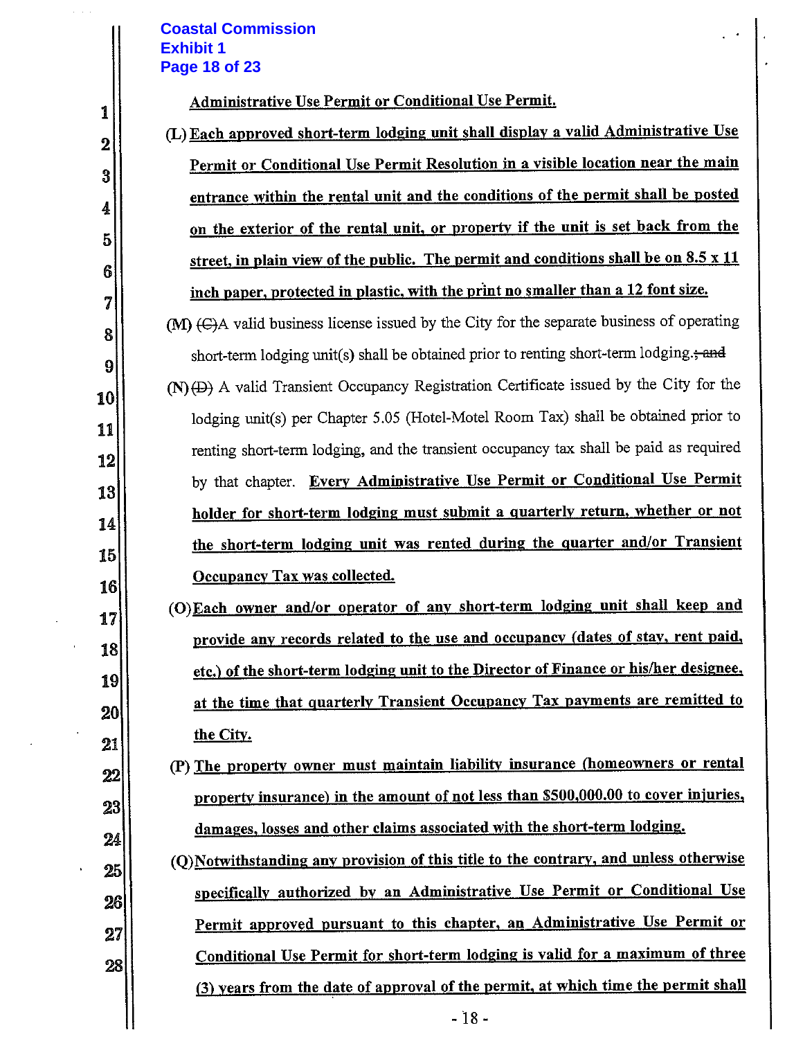Administrative Use Permit or Conditional Use Permit.

(L) Each approved short-term lodging unit shall display a valid Administrative Use Permit or Conditional Use Permit Resolution in a visible location near the main entrance within the rental unit and the conditions of the permit shall be posted on the exterior of the rental unit, or property if the unit is set back from the street, in plain view of the public. The permit and conditions shall be on 8.5 x 11 inch paper, protected in plastic, with the print no smaller than a 12 font size.

(M) ~~(C)~~A valid business license issued by the City for the separate business of operating short-term lodging unit(s) shall be obtained prior to renting short-term lodging.~~; and~~

(N) ~~(D)~~ A valid Transient Occupancy Registration Certificate issued by the City for the lodging unit(s) per Chapter 5.05 (Hotel-Motel Room Tax) shall be obtained prior to renting short-term lodging, and the transient occupancy tax shall be paid as required by that chapter. Every Administrative Use Permit or Conditional Use Permit holder for short-term lodging must submit a quarterly return, whether or not the short-term lodging unit was rented during the quarter and/or Transient Occupancy Tax was collected.

(O) Each owner and/or operator of any short-term lodging unit shall keep and provide any records related to the use and occupancy (dates of stay, rent paid, etc.) of the short-term lodging unit to the Director of Finance or his/her designee, at the time that quarterly Transient Occupancy Tax payments are remitted to the City.

(P) The property owner must maintain liability insurance (homeowners or rental property insurance) in the amount of not less than $500,000.00 to cover injuries, damages, losses and other claims associated with the short-term lodging.

(Q) Notwithstanding any provision of this title to the contrary, and unless otherwise specifically authorized by an Administrative Use Permit or Conditional Use Permit approved pursuant to this chapter, an Administrative Use Permit or Conditional Use Permit for short-term lodging is valid for a maximum of three (3) years from the date of approval of the permit, at which time the permit shall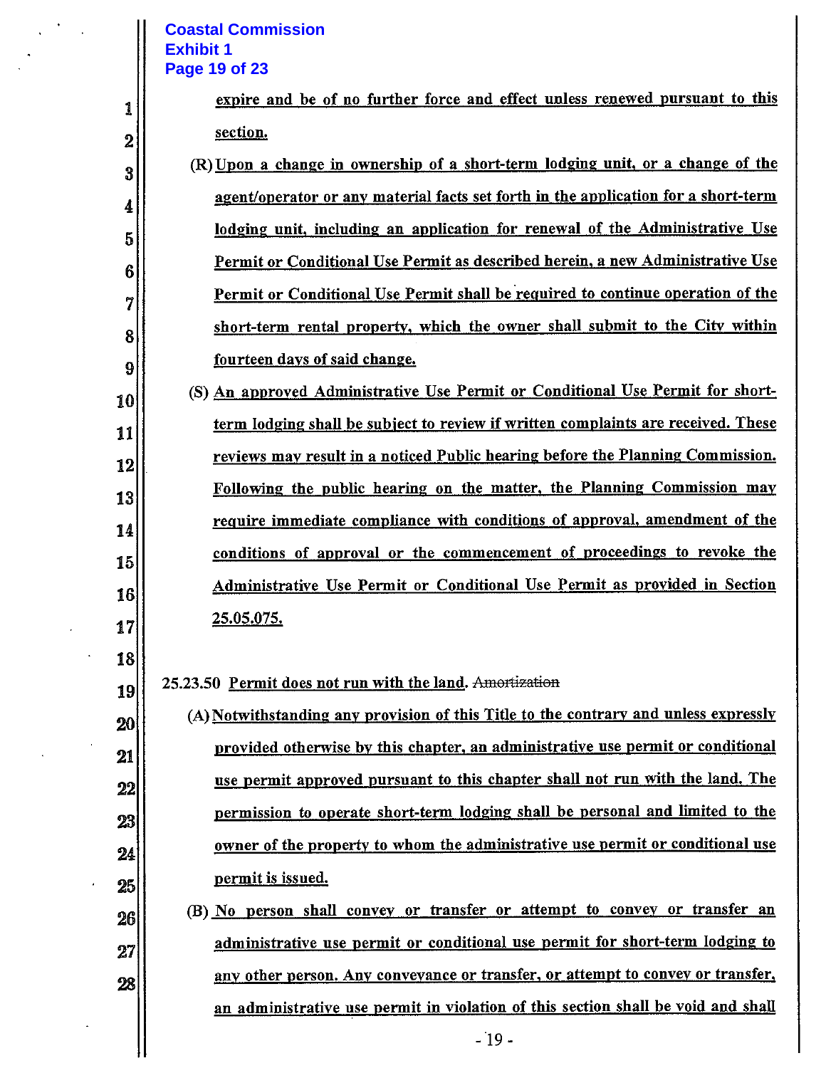expire and be of no further force and effect unless renewed pursuant to this section.

(R) Upon a change in ownership of a short-term lodging unit, or a change of the agent/operator or any material facts set forth in the application for a short-term lodging unit, including an application for renewal of the Administrative Use Permit or Conditional Use Permit as described herein, a new Administrative Use Permit or Conditional Use Permit shall be required to continue operation of the short-term rental property, which the owner shall submit to the City within fourteen days of said change.

(S) An approved Administrative Use Permit or Conditional Use Permit for short-term lodging shall be subject to review if written complaints are received. These reviews may result in a noticed Public hearing before the Planning Commission. Following the public hearing on the matter, the Planning Commission may require immediate compliance with conditions of approval, amendment of the conditions of approval or the commencement of proceedings to revoke the Administrative Use Permit or Conditional Use Permit as provided in Section 25.05.075.

25.23.50 Permit does not run with the land. ~~Amortization~~

(A) Notwithstanding any provision of this Title to the contrary and unless expressly provided otherwise by this chapter, an administrative use permit or conditional use permit approved pursuant to this chapter shall not run with the land. The permission to operate short-term lodging shall be personal and limited to the owner of the property to whom the administrative use permit or conditional use permit is issued.

(B) No person shall convey or transfer or attempt to convey or transfer an administrative use permit or conditional use permit for short-term lodging to any other person. Any conveyance or transfer, or attempt to convey or transfer, an administrative use permit in violation of this section shall be void and shall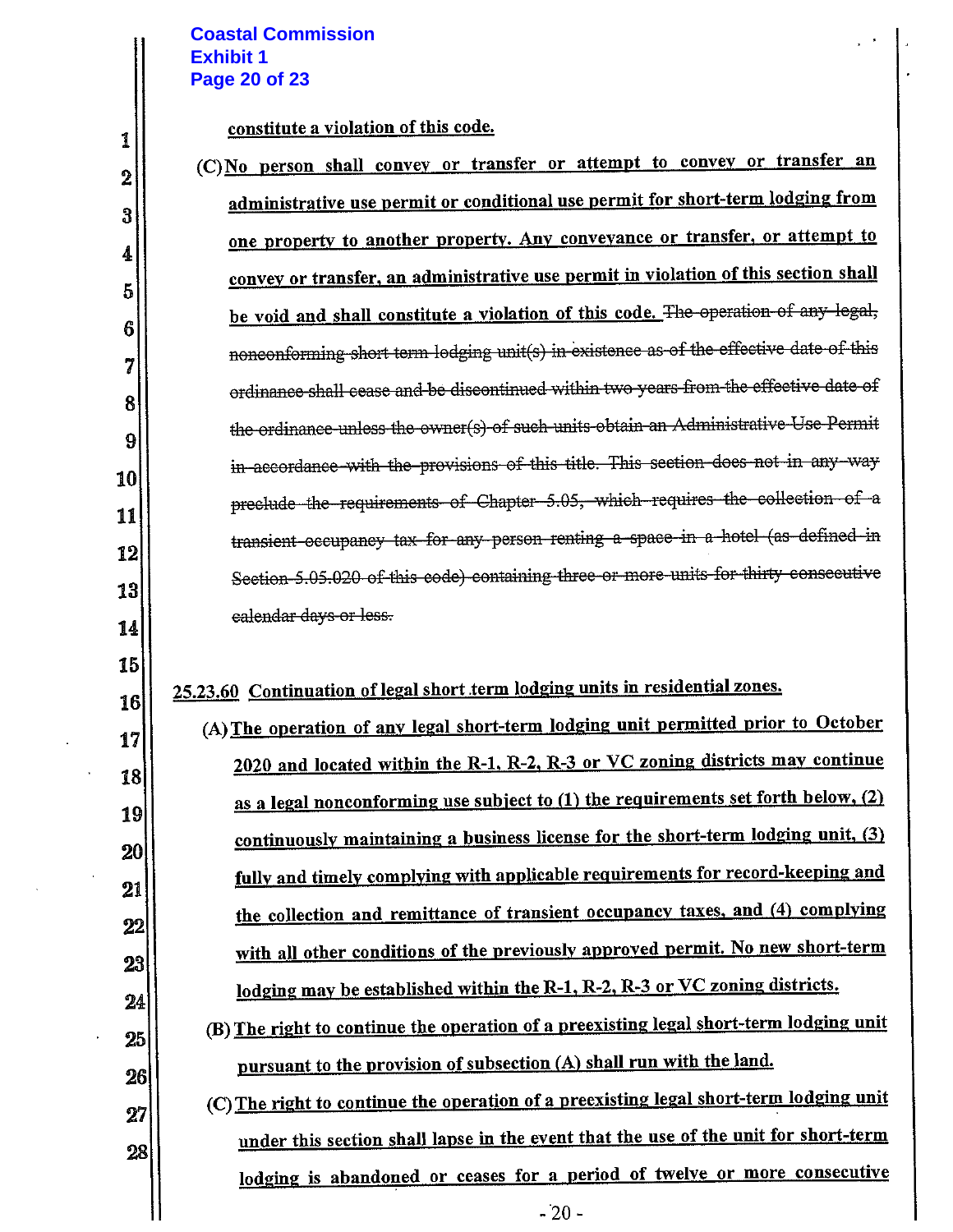constitute a violation of this code.

(C) No person shall convey or transfer or attempt to convey or transfer an administrative use permit or conditional use permit for short-term lodging from one property to another property. Any conveyance or transfer, or attempt to convey or transfer, an administrative use permit in violation of this section shall be void and shall constitute a violation of this code. ~~The operation of any legal, nonconforming short term lodging unit(s) in existence as of the effective date of this ordinance shall cease and be discontinued within two years from the effective date of the ordinance unless the owner(s) of such units obtain an Administrative Use Permit in accordance with the provisions of this title. This section does not in any way preclude the requirements of Chapter 5.05, which requires the collection of a transient occupancy tax for any person renting a space in a hotel (as defined in Section 5.05.020 of this code) containing three or more units for thirty consecutive calendar days or less.~~

25.23.60 Continuation of legal short term lodging units in residential zones.

(A) The operation of any legal short-term lodging unit permitted prior to October 2020 and located within the R-1, R-2, R-3 or VC zoning districts may continue as a legal nonconforming use subject to (1) the requirements set forth below, (2) continuously maintaining a business license for the short-term lodging unit, (3) fully and timely complying with applicable requirements for record-keeping and the collection and remittance of transient occupancy taxes, and (4) complying with all other conditions of the previously approved permit. No new short-term lodging may be established within the R-1, R-2, R-3 or VC zoning districts.

(B) The right to continue the operation of a preexisting legal short-term lodging unit pursuant to the provision of subsection (A) shall run with the land.

(C) The right to continue the operation of a preexisting legal short-term lodging unit under this section shall lapse in the event that the use of the unit for short-term lodging is abandoned or ceases for a period of twelve or more consecutive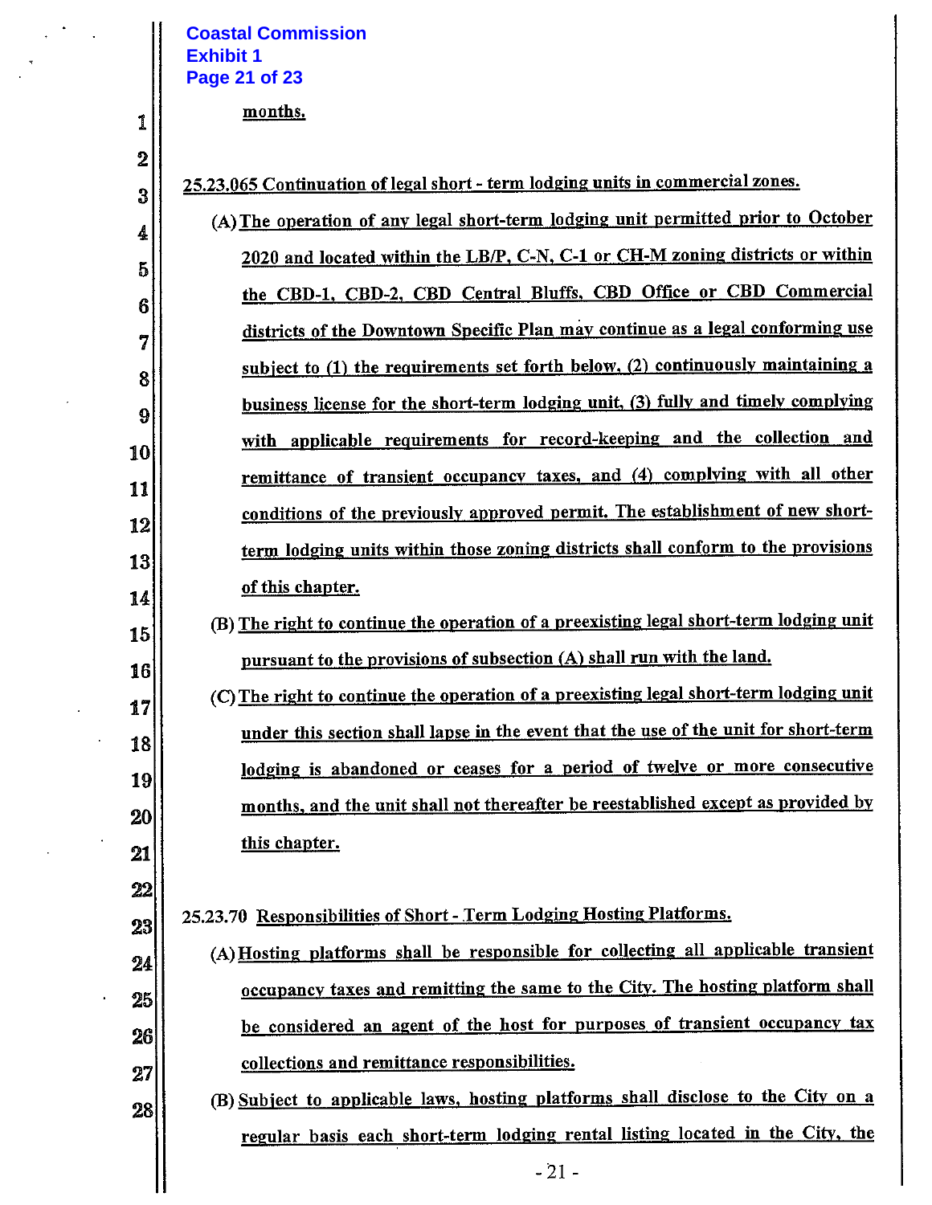months.

25.23.065 Continuation of legal short - term lodging units in commercial zones.

(A) The operation of any legal short-term lodging unit permitted prior to October 2020 and located within the LB/P, C-N, C-1 or CH-M zoning districts or within the CBD-1, CBD-2, CBD Central Bluffs, CBD Office or CBD Commercial districts of the Downtown Specific Plan may continue as a legal conforming use subject to (1) the requirements set forth below, (2) continuously maintaining a business license for the short-term lodging unit, (3) fully and timely complying with applicable requirements for record-keeping and the collection and remittance of transient occupancy taxes, and (4) complying with all other conditions of the previously approved permit. The establishment of new short-term lodging units within those zoning districts shall conform to the provisions of this chapter.

(B) The right to continue the operation of a preexisting legal short-term lodging unit pursuant to the provisions of subsection (A) shall run with the land.

(C) The right to continue the operation of a preexisting legal short-term lodging unit under this section shall lapse in the event that the use of the unit for short-term lodging is abandoned or ceases for a period of twelve or more consecutive months, and the unit shall not thereafter be reestablished except as provided by this chapter.

25.23.70 Responsibilities of Short - Term Lodging Hosting Platforms.

(A) Hosting platforms shall be responsible for collecting all applicable transient occupancy taxes and remitting the same to the City. The hosting platform shall be considered an agent of the host for purposes of transient occupancy tax collections and remittance responsibilities.

(B) Subject to applicable laws, hosting platforms shall disclose to the City on a regular basis each short-term lodging rental listing located in the City, the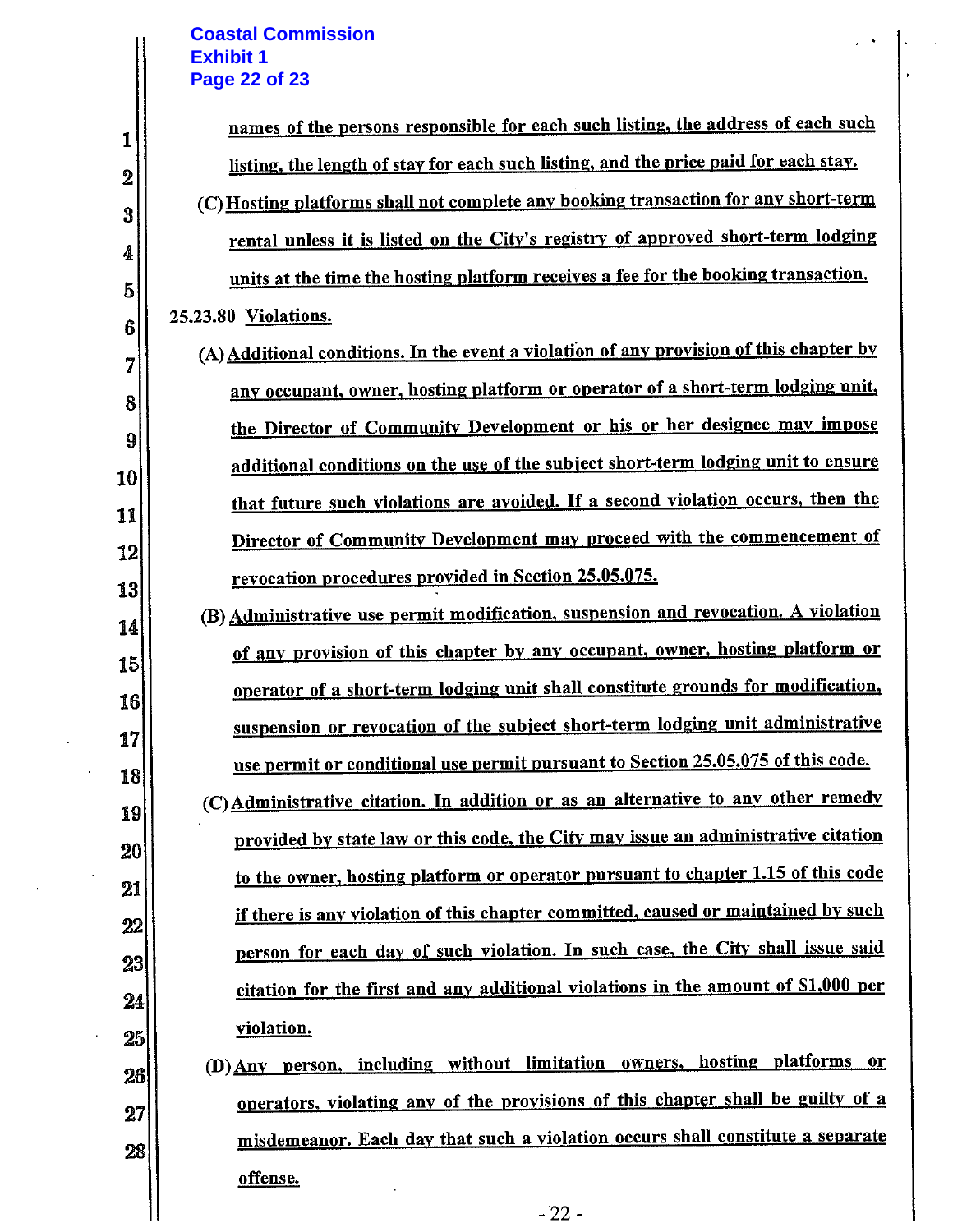names of the persons responsible for each such listing, the address of each such listing, the length of stay for each such listing, and the price paid for each stay.

(C) Hosting platforms shall not complete any booking transaction for any short-term rental unless it is listed on the City's registry of approved short-term lodging units at the time the hosting platform receives a fee for the booking transaction.

25.23.80 Violations.

(A) Additional conditions. In the event a violation of any provision of this chapter by any occupant, owner, hosting platform or operator of a short-term lodging unit, the Director of Community Development or his or her designee may impose additional conditions on the use of the subject short-term lodging unit to ensure that future such violations are avoided. If a second violation occurs, then the Director of Community Development may proceed with the commencement of revocation procedures provided in Section 25.05.075.

(B) Administrative use permit modification, suspension and revocation. A violation of any provision of this chapter by any occupant, owner, hosting platform or operator of a short-term lodging unit shall constitute grounds for modification, suspension or revocation of the subject short-term lodging unit administrative use permit or conditional use permit pursuant to Section 25.05.075 of this code.

(C) Administrative citation. In addition or as an alternative to any other remedy provided by state law or this code, the City may issue an administrative citation to the owner, hosting platform or operator pursuant to chapter 1.15 of this code if there is any violation of this chapter committed, caused or maintained by such person for each day of such violation. In such case, the City shall issue said citation for the first and any additional violations in the amount of $1,000 per violation.

(D) Any person, including without limitation owners, hosting platforms or operators, violating any of the provisions of this chapter shall be guilty of a misdemeanor. Each day that such a violation occurs shall constitute a separate offense.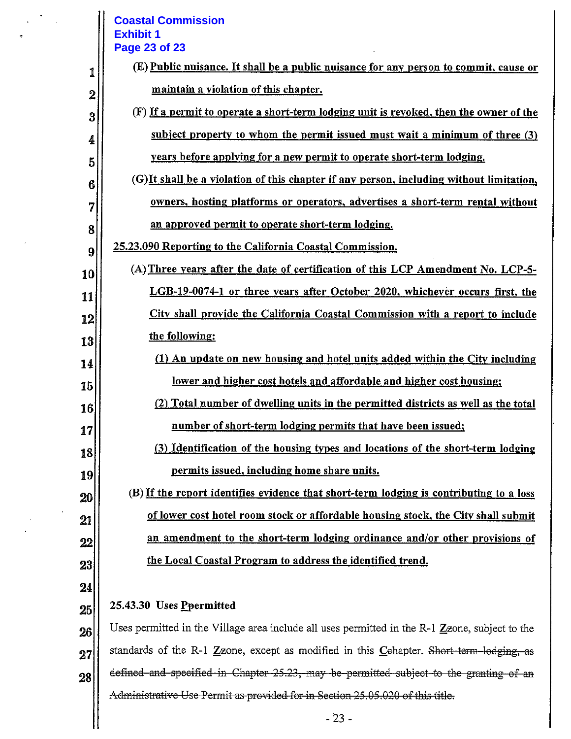Coastal Commission
Exhibit 1
Page 23 of 23

(E) <u>Public nuisance. It shall be a public nuisance for any person to commit, cause or maintain a violation of this chapter.</u>

(F) <u>If a permit to operate a short-term lodging unit is revoked, then the owner of the subject property to whom the permit issued must wait a minimum of three (3) years before applying for a new permit to operate short-term lodging.</u>

(G) <u>It shall be a violation of this chapter if any person, including without limitation, owners, hosting platforms or operators, advertises a short-term rental without an approved permit to operate short-term lodging.</u>

<u>25.23.090 Reporting to the California Coastal Commission.</u>

(A) <u>Three years after the date of certification of this LCP Amendment No. LCP-5-LGB-19-0074-1 or three years after October 2020, whichever occurs first, the City shall provide the California Coastal Commission with a report to include the following:</u>

(1) <u>An update on new housing and hotel units added within the City including lower and higher cost hotels and affordable and higher cost housing;</u>

(2) <u>Total number of dwelling units in the permitted districts as well as the total number of short-term lodging permits that have been issued;</u>

(3) <u>Identification of the housing types and locations of the short-term lodging permits issued, including home share units.</u>

(B) <u>If the report identifies evidence that short-term lodging is contributing to a loss of lower cost hotel room stock or affordable housing stock, the City shall submit an amendment to the short-term lodging ordinance and/or other provisions of the Local Coastal Program to address the identified trend.</u>

25.43.30 Uses <u>P</u>~~p~~ermitted

Uses permitted in the Village area include all uses permitted in the R-1 <u>Z</u>~~z~~one, subject to the standards of the R-1 <u>Z</u>~~z~~one, except as modified in this <u>C</u>~~c~~hapter. ~~Short-term lodging, as defined and specified in Chapter 25.23, may be permitted subject to the granting of an Administrative Use Permit as provided for in Section 25.05.020 of this title.~~